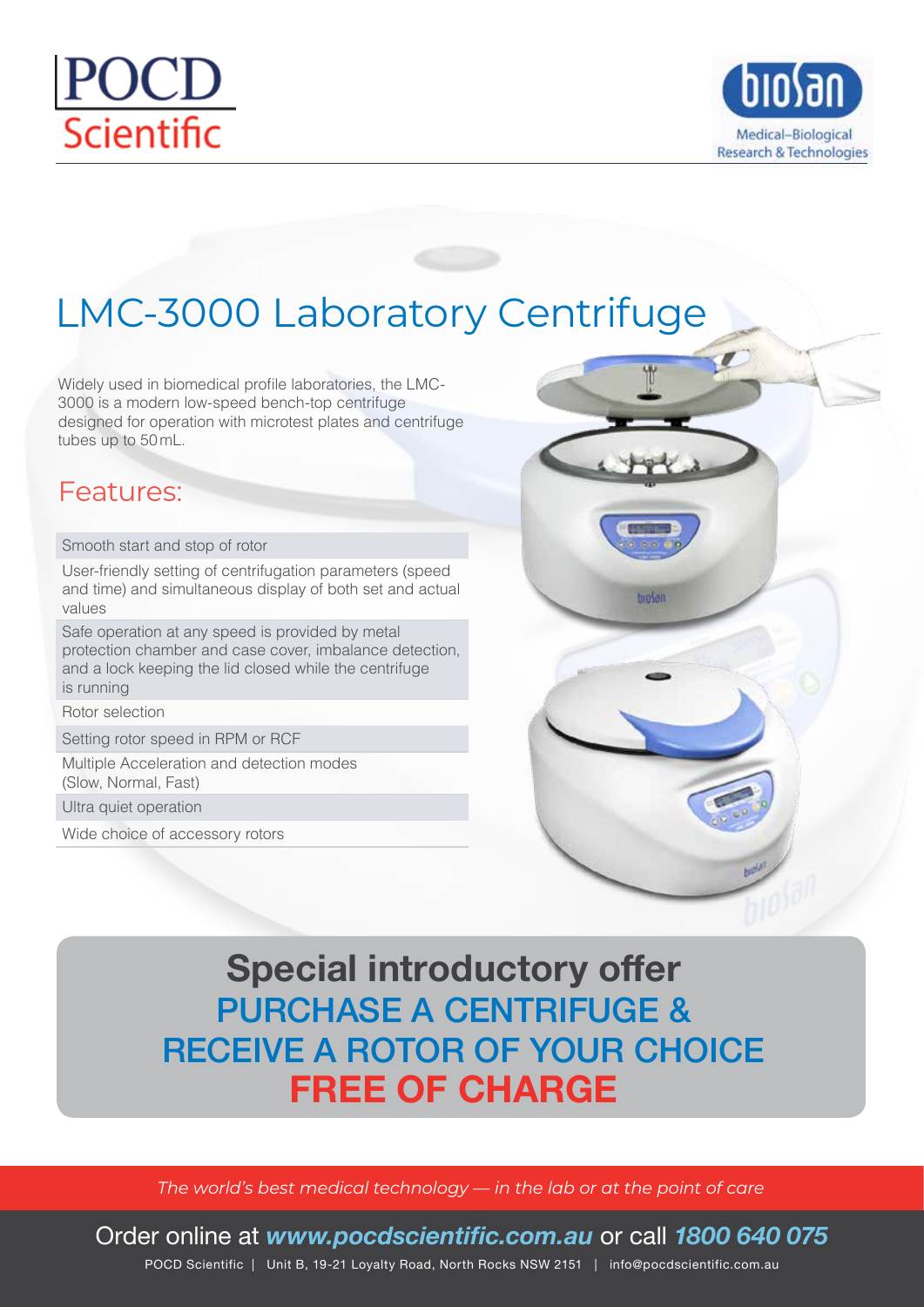POCD Scientific

biosan — Medical–Biological Research & Technologies

# LMC-3000 Laboratory Centrifuge

Widely used in biomedical profile laboratories, the LMC-3000 is a modern low-speed bench-top centrifuge designed for operation with microtest plates and centrifuge tubes up to 50 mL.

## Features:

- Smooth start and stop of rotor
- User-friendly setting of centrifugation parameters (speed and time) and simultaneous display of both set and actual values
- Safe operation at any speed is provided by metal protection chamber and case cover, imbalance detection, and a lock keeping the lid closed while the centrifuge is running
- Rotor selection
- Setting rotor speed in RPM or RCF
- Multiple Acceleration and detection modes (Slow, Normal, Fast)
- Ultra quiet operation
- Wide choice of accessory rotors

## Special introductory offer

**PURCHASE A CENTRIFUGE & RECEIVE A ROTOR OF YOUR CHOICE FREE OF CHARGE**

*The world's best medical technology — in the lab or at the point of care*

Order online at ***www.pocdscientific.com.au*** or call ***1800 640 075***

POCD Scientific | Unit B, 19-21 Loyalty Road, North Rocks NSW 2151 | info@pocdscientific.com.au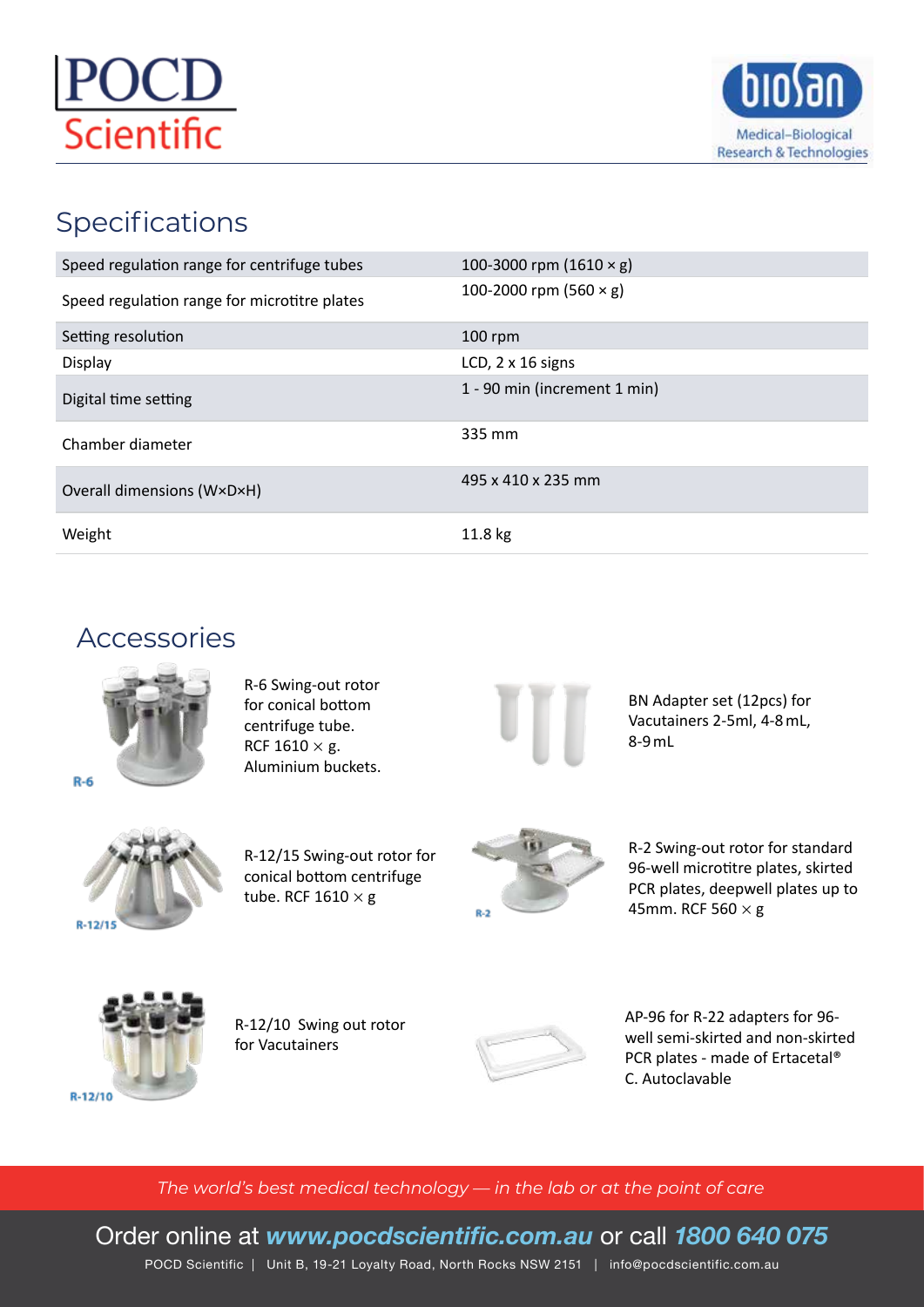## Specifications

| | |
|---|---|
| Speed regulation range for centrifuge tubes | 100-3000 rpm (1610 × g) |
| Speed regulation range for microtitre plates | 100-2000 rpm (560 × g) |
| Setting resolution | 100 rpm |
| Display | LCD, 2 x 16 signs |
| Digital time setting | 1 - 90 min (increment 1 min) |
| Chamber diameter | 335 mm |
| Overall dimensions (W×D×H) | 495 x 410 x 235 mm |
| Weight | 11.8 kg |

## Accessories

R-6

R-6 Swing-out rotor for conical bottom centrifuge tube. RCF 1610 × g. Aluminium buckets.

BN Adapter set (12pcs) for Vacutainers 2-5ml, 4-8 mL, 8-9 mL

R-12/15

R-12/15 Swing-out rotor for conical bottom centrifuge tube. RCF 1610 × g

R-2

R-2 Swing-out rotor for standard 96-well microtitre plates, skirted PCR plates, deepwell plates up to 45mm. RCF 560 × g

R-12/10

R-12/10 Swing out rotor for Vacutainers

AP-96 for R-22 adapters for 96-well semi-skirted and non-skirted PCR plates - made of Ertacetal® C. Autoclavable

*The world's best medical technology — in the lab or at the point of care*

Order online at ***www.pocdscientific.com.au*** or call ***1800 640 075***

POCD Scientific | Unit B, 19-21 Loyalty Road, North Rocks NSW 2151 | info@pocdscientific.com.au